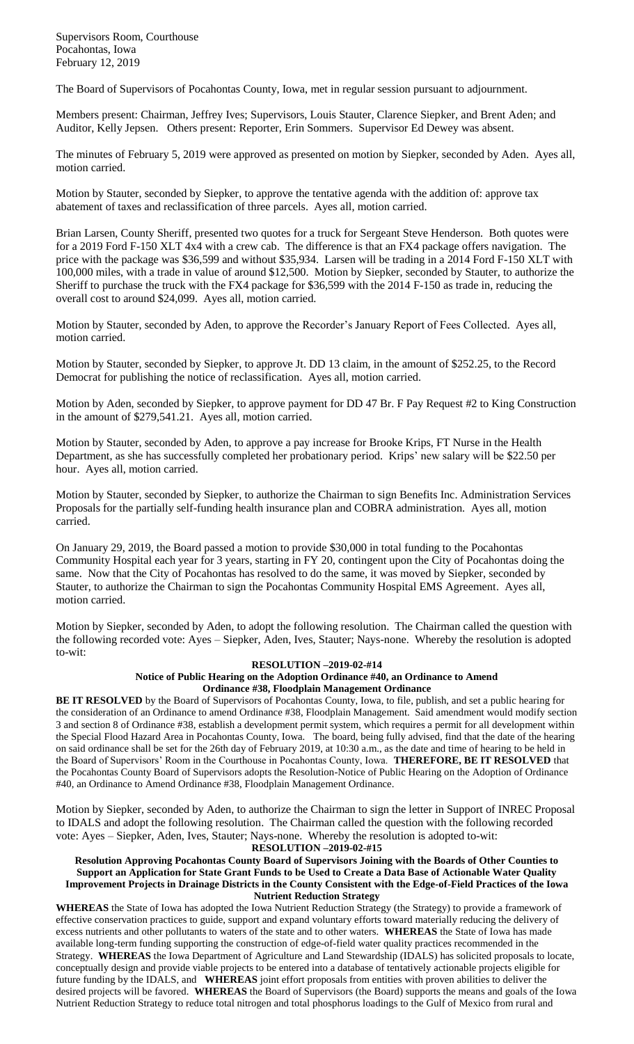Supervisors Room, Courthouse
Pocahontas, Iowa
February 12, 2019

The Board of Supervisors of Pocahontas County, Iowa, met in regular session pursuant to adjournment.

Members present: Chairman, Jeffrey Ives; Supervisors, Louis Stauter, Clarence Siepker, and Brent Aden; and Auditor, Kelly Jepsen. Others present: Reporter, Erin Sommers. Supervisor Ed Dewey was absent.

The minutes of February 5, 2019 were approved as presented on motion by Siepker, seconded by Aden. Ayes all, motion carried.

Motion by Stauter, seconded by Siepker, to approve the tentative agenda with the addition of: approve tax abatement of taxes and reclassification of three parcels. Ayes all, motion carried.

Brian Larsen, County Sheriff, presented two quotes for a truck for Sergeant Steve Henderson. Both quotes were for a 2019 Ford F-150 XLT 4x4 with a crew cab. The difference is that an FX4 package offers navigation. The price with the package was $36,599 and without $35,934. Larsen will be trading in a 2014 Ford F-150 XLT with 100,000 miles, with a trade in value of around $12,500. Motion by Siepker, seconded by Stauter, to authorize the Sheriff to purchase the truck with the FX4 package for $36,599 with the 2014 F-150 as trade in, reducing the overall cost to around $24,099. Ayes all, motion carried.

Motion by Stauter, seconded by Aden, to approve the Recorder's January Report of Fees Collected. Ayes all, motion carried.

Motion by Stauter, seconded by Siepker, to approve Jt. DD 13 claim, in the amount of $252.25, to the Record Democrat for publishing the notice of reclassification. Ayes all, motion carried.

Motion by Aden, seconded by Siepker, to approve payment for DD 47 Br. F Pay Request #2 to King Construction in the amount of $279,541.21. Ayes all, motion carried.

Motion by Stauter, seconded by Aden, to approve a pay increase for Brooke Krips, FT Nurse in the Health Department, as she has successfully completed her probationary period. Krips' new salary will be $22.50 per hour. Ayes all, motion carried.

Motion by Stauter, seconded by Siepker, to authorize the Chairman to sign Benefits Inc. Administration Services Proposals for the partially self-funding health insurance plan and COBRA administration. Ayes all, motion carried.

On January 29, 2019, the Board passed a motion to provide $30,000 in total funding to the Pocahontas Community Hospital each year for 3 years, starting in FY 20, contingent upon the City of Pocahontas doing the same. Now that the City of Pocahontas has resolved to do the same, it was moved by Siepker, seconded by Stauter, to authorize the Chairman to sign the Pocahontas Community Hospital EMS Agreement. Ayes all, motion carried.

Motion by Siepker, seconded by Aden, to adopt the following resolution. The Chairman called the question with the following recorded vote: Ayes – Siepker, Aden, Ives, Stauter; Nays-none. Whereby the resolution is adopted to-wit:

**RESOLUTION –2019-02-#14**

**Notice of Public Hearing on the Adoption Ordinance #40, an Ordinance to Amend Ordinance #38, Floodplain Management Ordinance**

**BE IT RESOLVED** by the Board of Supervisors of Pocahontas County, Iowa, to file, publish, and set a public hearing for the consideration of an Ordinance to amend Ordinance #38, Floodplain Management. Said amendment would modify section 3 and section 8 of Ordinance #38, establish a development permit system, which requires a permit for all development within the Special Flood Hazard Area in Pocahontas County, Iowa. The board, being fully advised, find that the date of the hearing on said ordinance shall be set for the 26th day of February 2019, at 10:30 a.m., as the date and time of hearing to be held in the Board of Supervisors' Room in the Courthouse in Pocahontas County, Iowa. **THEREFORE, BE IT RESOLVED** that the Pocahontas County Board of Supervisors adopts the Resolution-Notice of Public Hearing on the Adoption of Ordinance #40, an Ordinance to Amend Ordinance #38, Floodplain Management Ordinance.

Motion by Siepker, seconded by Aden, to authorize the Chairman to sign the letter in Support of INREC Proposal to IDALS and adopt the following resolution. The Chairman called the question with the following recorded vote: Ayes – Siepker, Aden, Ives, Stauter; Nays-none. Whereby the resolution is adopted to-wit:

**RESOLUTION –2019-02-#15**

**Resolution Approving Pocahontas County Board of Supervisors Joining with the Boards of Other Counties to Support an Application for State Grant Funds to be Used to Create a Data Base of Actionable Water Quality Improvement Projects in Drainage Districts in the County Consistent with the Edge-of-Field Practices of the Iowa Nutrient Reduction Strategy**

**WHEREAS** the State of Iowa has adopted the Iowa Nutrient Reduction Strategy (the Strategy) to provide a framework of effective conservation practices to guide, support and expand voluntary efforts toward materially reducing the delivery of excess nutrients and other pollutants to waters of the state and to other waters. **WHEREAS** the State of Iowa has made available long-term funding supporting the construction of edge-of-field water quality practices recommended in the Strategy. **WHEREAS** the Iowa Department of Agriculture and Land Stewardship (IDALS) has solicited proposals to locate, conceptually design and provide viable projects to be entered into a database of tentatively actionable projects eligible for future funding by the IDALS, and **WHEREAS** joint effort proposals from entities with proven abilities to deliver the desired projects will be favored. **WHEREAS** the Board of Supervisors (the Board) supports the means and goals of the Iowa Nutrient Reduction Strategy to reduce total nitrogen and total phosphorus loadings to the Gulf of Mexico from rural and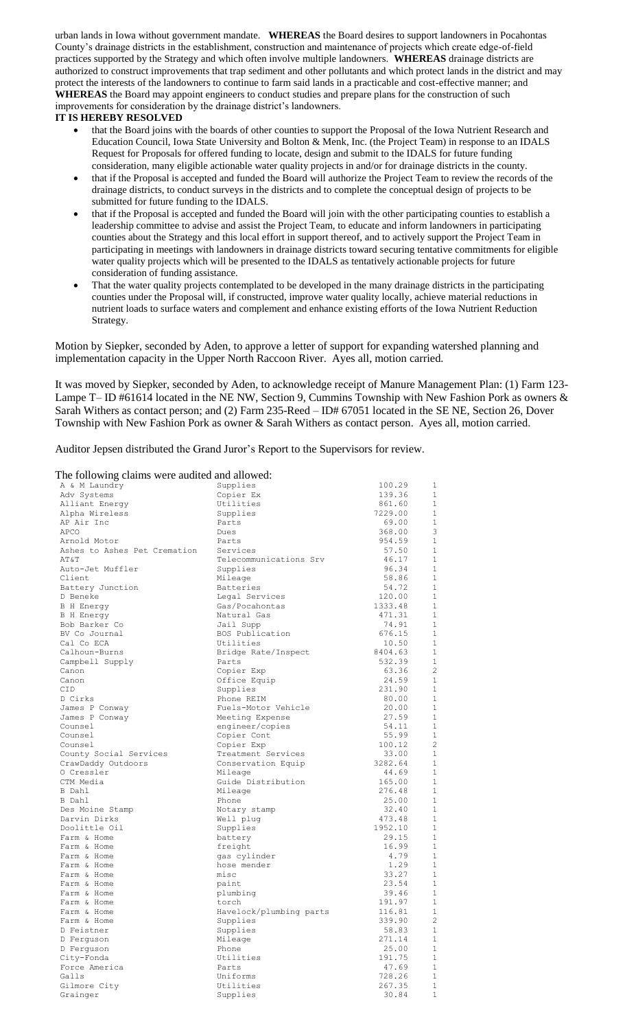urban lands in Iowa without government mandate. **WHEREAS** the Board desires to support landowners in Pocahontas County's drainage districts in the establishment, construction and maintenance of projects which create edge-of-field practices supported by the Strategy and which often involve multiple landowners. **WHEREAS** drainage districts are authorized to construct improvements that trap sediment and other pollutants and which protect lands in the district and may protect the interests of the landowners to continue to farm said lands in a practicable and cost-effective manner; and **WHEREAS** the Board may appoint engineers to conduct studies and prepare plans for the construction of such improvements for consideration by the drainage district's landowners.

**IT IS HEREBY RESOLVED**

- that the Board joins with the boards of other counties to support the Proposal of the Iowa Nutrient Research and Education Council, Iowa State University and Bolton & Menk, Inc. (the Project Team) in response to an IDALS Request for Proposals for offered funding to locate, design and submit to the IDALS for future funding consideration, many eligible actionable water quality projects in and/or for drainage districts in the county.
- that if the Proposal is accepted and funded the Board will authorize the Project Team to review the records of the drainage districts, to conduct surveys in the districts and to complete the conceptual design of projects to be submitted for future funding to the IDALS.
- that if the Proposal is accepted and funded the Board will join with the other participating counties to establish a leadership committee to advise and assist the Project Team, to educate and inform landowners in participating counties about the Strategy and this local effort in support thereof, and to actively support the Project Team in participating in meetings with landowners in drainage districts toward securing tentative commitments for eligible water quality projects which will be presented to the IDALS as tentatively actionable projects for future consideration of funding assistance.
- That the water quality projects contemplated to be developed in the many drainage districts in the participating counties under the Proposal will, if constructed, improve water quality locally, achieve material reductions in nutrient loads to surface waters and complement and enhance existing efforts of the Iowa Nutrient Reduction Strategy.

Motion by Siepker, seconded by Aden, to approve a letter of support for expanding watershed planning and implementation capacity in the Upper North Raccoon River. Ayes all, motion carried.

It was moved by Siepker, seconded by Aden, to acknowledge receipt of Manure Management Plan: (1) Farm 123-Lampe T– ID #61614 located in the NE NW, Section 9, Cummins Township with New Fashion Pork as owners & Sarah Withers as contact person; and (2) Farm 235-Reed – ID# 67051 located in the SE NE, Section 26, Dover Township with New Fashion Pork as owner & Sarah Withers as contact person. Ayes all, motion carried.

Auditor Jepsen distributed the Grand Juror's Report to the Supervisors for review.

The following claims were audited and allowed:

| | | | |
|---|---|---|---|
| A & M Laundry | Supplies | 100.29 | 1 |
| Adv Systems | Copier Ex | 139.36 | 1 |
| Alliant Energy | Utilities | 861.60 | 1 |
| Alpha Wireless | Supplies | 7229.00 | 1 |
| AP Air Inc | Parts | 69.00 | 1 |
| APCO | Dues | 368.00 | 3 |
| Arnold Motor | Parts | 954.59 | 1 |
| Ashes to Ashes Pet Cremation | Services | 57.50 | 1 |
| AT&T | Telecommunications Srv | 46.17 | 1 |
| Auto-Jet Muffler | Supplies | 96.34 | 1 |
| Client | Mileage | 58.86 | 1 |
| Battery Junction | Batteries | 54.72 | 1 |
| D Beneke | Legal Services | 120.00 | 1 |
| B H Energy | Gas/Pocahontas | 1333.48 | 1 |
| B H Energy | Natural Gas | 471.31 | 1 |
| Bob Barker Co | Jail Supp | 74.91 | 1 |
| BV Co Journal | BOS Publication | 676.15 | 1 |
| Cal Co ECA | Utilities | 10.50 | 1 |
| Calhoun-Burns | Bridge Rate/Inspect | 8404.63 | 1 |
| Campbell Supply | Parts | 532.39 | 1 |
| Canon | Copier Exp | 63.36 | 2 |
| Canon | Office Equip | 24.59 | 1 |
| CID | Supplies | 231.90 | 1 |
| D Cirks | Phone REIM | 80.00 | 1 |
| James P Conway | Fuels-Motor Vehicle | 20.00 | 1 |
| James P Conway | Meeting Expense | 27.59 | 1 |
| Counsel | engineer/copies | 54.11 | 1 |
| Counsel | Copier Cont | 55.99 | 1 |
| Counsel | Copier Exp | 100.12 | 2 |
| County Social Services | Treatment Services | 33.00 | 1 |
| CrawDaddy Outdoors | Conservation Equip | 3282.64 | 1 |
| O Cressler | Mileage | 44.69 | 1 |
| CTM Media | Guide Distribution | 165.00 | 1 |
| B Dahl | Mileage | 276.48 | 1 |
| B Dahl | Phone | 25.00 | 1 |
| Des Moine Stamp | Notary stamp | 32.40 | 1 |
| Darvin Dirks | Well plug | 473.48 | 1 |
| Doolittle Oil | Supplies | 1952.10 | 1 |
| Farm & Home | battery | 29.15 | 1 |
| Farm & Home | freight | 16.99 | 1 |
| Farm & Home | gas cylinder | 4.79 | 1 |
| Farm & Home | hose mender | 1.29 | 1 |
| Farm & Home | misc | 33.27 | 1 |
| Farm & Home | paint | 23.54 | 1 |
| Farm & Home | plumbing | 39.46 | 1 |
| Farm & Home | torch | 191.97 | 1 |
| Farm & Home | Havelock/plumbing parts | 116.81 | 1 |
| Farm & Home | Supplies | 339.90 | 2 |
| D Feistner | Supplies | 58.83 | 1 |
| D Ferguson | Mileage | 271.14 | 1 |
| D Ferguson | Phone | 25.00 | 1 |
| City-Fonda | Utilities | 191.75 | 1 |
| Force America | Parts | 47.69 | 1 |
| Galls | Uniforms | 728.26 | 1 |
| Gilmore City | Utilities | 267.35 | 1 |
| Grainger | Supplies | 30.84 | 1 |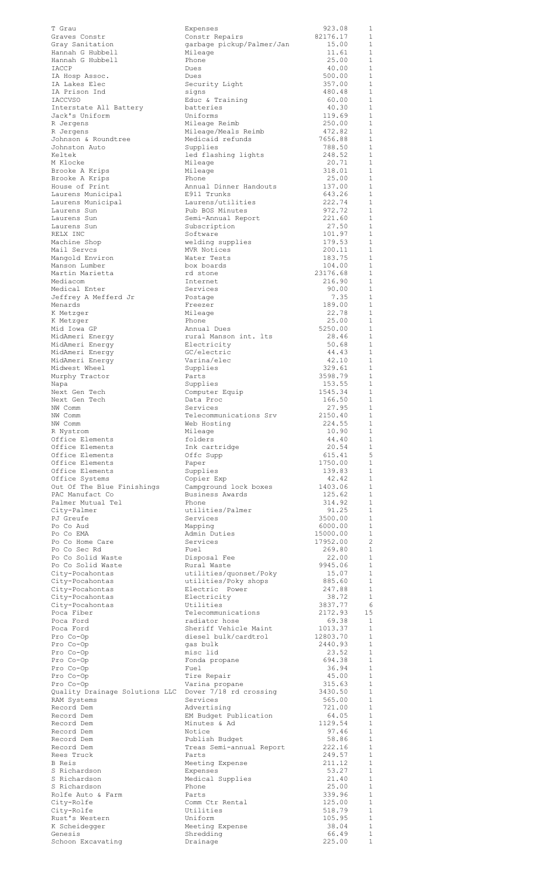| | | | |
|---|---|---|---|
| T Grau | Expenses | 923.08 | 1 |
| Graves Constr | Constr Repairs | 82176.17 | 1 |
| Gray Sanitation | garbage pickup/Palmer/Jan | 15.00 | 1 |
| Hannah G Hubbell | Mileage | 11.61 | 1 |
| Hannah G Hubbell | Phone | 25.00 | 1 |
| IACCP | Dues | 40.00 | 1 |
| IA Hosp Assoc. | Dues | 500.00 | 1 |
| IA Lakes Elec | Security Light | 357.00 | 1 |
| IA Prison Ind | signs | 480.48 | 1 |
| IACCVSO | Educ & Training | 60.00 | 1 |
| Interstate All Battery | batteries | 40.30 | 1 |
| Jack's Uniform | Uniforms | 119.69 | 1 |
| R Jergens | Mileage Reimb | 250.00 | 1 |
| R Jergens | Mileage/Meals Reimb | 472.82 | 1 |
| Johnson & Roundtree | Medicaid refunds | 7656.88 | 1 |
| Johnston Auto | Supplies | 788.50 | 1 |
| Keltek | led flashing lights | 248.52 | 1 |
| M Klocke | Mileage | 20.71 | 1 |
| Brooke A Krips | Mileage | 318.01 | 1 |
| Brooke A Krips | Phone | 25.00 | 1 |
| House of Print | Annual Dinner Handouts | 137.00 | 1 |
| Laurens Municipal | E911 Trunks | 643.26 | 1 |
| Laurens Municipal | Laurens/utilities | 222.74 | 1 |
| Laurens Sun | Pub BOS Minutes | 972.72 | 1 |
| Laurens Sun | Semi-Annual Report | 221.60 | 1 |
| Laurens Sun | Subscription | 27.50 | 1 |
| RELX INC | Software | 101.97 | 1 |
| Machine Shop | welding supplies | 179.53 | 1 |
| Mail Servcs | MVR Notices | 200.11 | 1 |
| Mangold Environ | Water Tests | 183.75 | 1 |
| Manson Lumber | box boards | 104.00 | 1 |
| Martin Marietta | rd stone | 23176.68 | 1 |
| Mediacom | Internet | 216.90 | 1 |
| Medical Enter | Services | 90.00 | 1 |
| Jeffrey A Mefferd Jr | Postage | 7.35 | 1 |
| Menards | Freezer | 189.00 | 1 |
| K Metzger | Mileage | 22.78 | 1 |
| K Metzger | Phone | 25.00 | 1 |
| Mid Iowa GP | Annual Dues | 5250.00 | 1 |
| MidAmeri Energy | rural Manson int. lts | 28.46 | 1 |
| MidAmeri Energy | Electricity | 50.68 | 1 |
| MidAmeri Energy | GC/electric | 44.43 | 1 |
| MidAmeri Energy | Varina/elec | 42.10 | 1 |
| Midwest Wheel | Supplies | 329.61 | 1 |
| Murphy Tractor | Parts | 3598.79 | 1 |
| Napa | Supplies | 153.55 | 1 |
| Next Gen Tech | Computer Equip | 1545.34 | 1 |
| Next Gen Tech | Data Proc | 166.50 | 1 |
| NW Comm | Services | 27.95 | 1 |
| NW Comm | Telecommunications Srv | 2150.40 | 1 |
| NW Comm | Web Hosting | 224.55 | 1 |
| R Nystrom | Mileage | 10.90 | 1 |
| Office Elements | folders | 44.40 | 1 |
| Office Elements | Ink cartridge | 20.54 | 1 |
| Office Elements | Offc Supp | 615.41 | 5 |
| Office Elements | Paper | 1750.00 | 1 |
| Office Elements | Supplies | 139.83 | 1 |
| Office Systems | Copier Exp | 42.42 | 1 |
| Out Of The Blue Finishings | Campground lock boxes | 1403.06 | 1 |
| PAC Manufact Co | Business Awards | 125.62 | 1 |
| Palmer Mutual Tel | Phone | 314.92 | 1 |
| City-Palmer | utilities/Palmer | 91.25 | 1 |
| PJ Greufe | Services | 3500.00 | 1 |
| Po Co Aud | Mapping | 6000.00 | 1 |
| Po Co EMA | Admin Duties | 15000.00 | 1 |
| Po Co Home Care | Services | 17952.00 | 2 |
| Po Co Sec Rd | Fuel | 269.80 | 1 |
| Po Co Solid Waste | Disposal Fee | 22.00 | 1 |
| Po Co Solid Waste | Rural Waste | 9945.06 | 1 |
| City-Pocahontas | utilities/quonset/Poky | 15.07 | 1 |
| City-Pocahontas | utilities/Poky shops | 885.60 | 1 |
| City-Pocahontas | Electric Power | 247.88 | 1 |
| City-Pocahontas | Electricity | 38.72 | 1 |
| City-Pocahontas | Utilities | 3837.77 | 6 |
| Poca Fiber | Telecommunications | 2172.93 | 15 |
| Poca Ford | radiator hose | 69.38 | 1 |
| Poca Ford | Sheriff Vehicle Maint | 1013.37 | 1 |
| Pro Co-Op | diesel bulk/cardtrol | 12803.70 | 1 |
| Pro Co-Op | gas bulk | 2440.93 | 1 |
| Pro Co-Op | misc lid | 23.52 | 1 |
| Pro Co-Op | Fonda propane | 694.38 | 1 |
| Pro Co-Op | Fuel | 36.94 | 1 |
| Pro Co-Op | Tire Repair | 45.00 | 1 |
| Pro Co-Op | Varina propane | 315.63 | 1 |
| Quality Drainage Solutions LLC | Dover 7/18 rd crossing | 3430.50 | 1 |
| RAM Systems | Services | 565.00 | 1 |
| Record Dem | Advertising | 721.00 | 1 |
| Record Dem | EM Budget Publication | 64.05 | 1 |
| Record Dem | Minutes & Ad | 1129.54 | 1 |
| Record Dem | Notice | 97.46 | 1 |
| Record Dem | Publish Budget | 58.86 | 1 |
| Record Dem | Treas Semi-annual Report | 222.16 | 1 |
| Rees Truck | Parts | 249.57 | 1 |
| B Reis | Meeting Expense | 211.12 | 1 |
| S Richardson | Expenses | 53.27 | 1 |
| S Richardson | Medical Supplies | 21.40 | 1 |
| S Richardson | Phone | 25.00 | 1 |
| Rolfe Auto & Farm | Parts | 339.96 | 1 |
| City-Rolfe | Comm Ctr Rental | 125.00 | 1 |
| City-Rolfe | Utilities | 518.79 | 1 |
| Rust's Western | Uniform | 105.95 | 1 |
| K Scheidegger | Meeting Expense | 38.04 | 1 |
| Genesis | Shredding | 66.49 | 1 |
| Schoon Excavating | Drainage | 225.00 | 1 |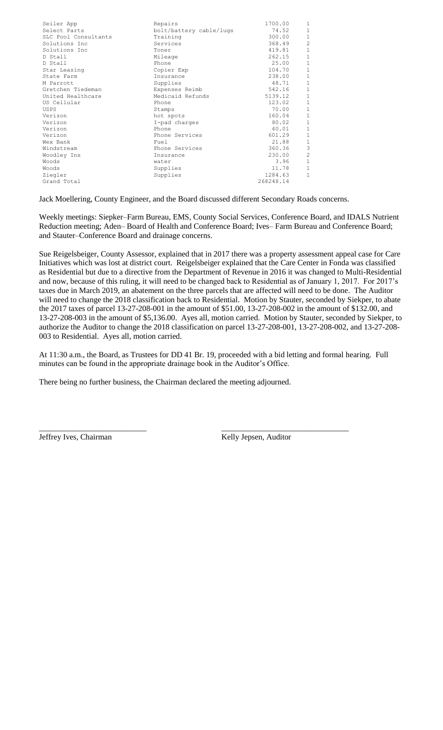| | | | |
|---|---|---|---|
| Seiler App | Repairs | 1700.00 | 1 |
| Select Parts | bolt/battery cable/lugs | 74.52 | 1 |
| SLC Pool Consultants | Training | 300.00 | 1 |
| Solutions Inc | Services | 368.49 | 2 |
| Solutions Inc | Toner | 419.81 | 1 |
| D Stall | Mileage | 262.15 | 1 |
| D Stall | Phone | 25.00 | 1 |
| Star Leasing | Copier Exp | 104.70 | 1 |
| State Farm | Insurance | 238.00 | 1 |
| M Parrott | Supplies | 48.71 | 1 |
| Gretchen Tiedeman | Expenses Reimb | 542.16 | 1 |
| United Healthcare | Medicaid Refunds | 5139.12 | 1 |
| US Cellular | Phone | 123.02 | 1 |
| USPS | Stamps | 70.00 | 1 |
| Verizon | hot spots | 160.04 | 1 |
| Verizon | I-pad charges | 80.02 | 1 |
| Verizon | Phone | 40.01 | 1 |
| Verizon | Phone Services | 601.29 | 1 |
| Wex Bank | Fuel | 21.88 | 1 |
| Windstream | Phone Services | 360.36 | 3 |
| Woodley Ins | Insurance | 230.00 | 2 |
| Woods | water | 3.96 | 1 |
| Woods | Supplies | 11.78 | 1 |
| Ziegler | Supplies | 1284.63 | 1 |
| Grand Total | | 268248.14 | |

Jack Moellering, County Engineer, and the Board discussed different Secondary Roads concerns.

Weekly meetings: Siepker–Farm Bureau, EMS, County Social Services, Conference Board, and IDALS Nutrient Reduction meeting; Aden– Board of Health and Conference Board; Ives– Farm Bureau and Conference Board; and Stauter–Conference Board and drainage concerns.

Sue Reigelsbeiger, County Assessor, explained that in 2017 there was a property assessment appeal case for Care Initiatives which was lost at district court. Reigelsbeiger explained that the Care Center in Fonda was classified as Residential but due to a directive from the Department of Revenue in 2016 it was changed to Multi-Residential and now, because of this ruling, it will need to be changed back to Residential as of January 1, 2017. For 2017's taxes due in March 2019, an abatement on the three parcels that are affected will need to be done. The Auditor will need to change the 2018 classification back to Residential. Motion by Stauter, seconded by Siekper, to abate the 2017 taxes of parcel 13-27-208-001 in the amount of $51.00, 13-27-208-002 in the amount of $132.00, and 13-27-208-003 in the amount of $5,136.00. Ayes all, motion carried. Motion by Stauter, seconded by Siekper, to authorize the Auditor to change the 2018 classification on parcel 13-27-208-001, 13-27-208-002, and 13-27-208-003 to Residential. Ayes all, motion carried.

At 11:30 a.m., the Board, as Trustees for DD 41 Br. 19, proceeded with a bid letting and formal hearing. Full minutes can be found in the appropriate drainage book in the Auditor's Office.

There being no further business, the Chairman declared the meeting adjourned.

___________________________ ___________________________

Jeffrey Ives, Chairman Kelly Jepsen, Auditor